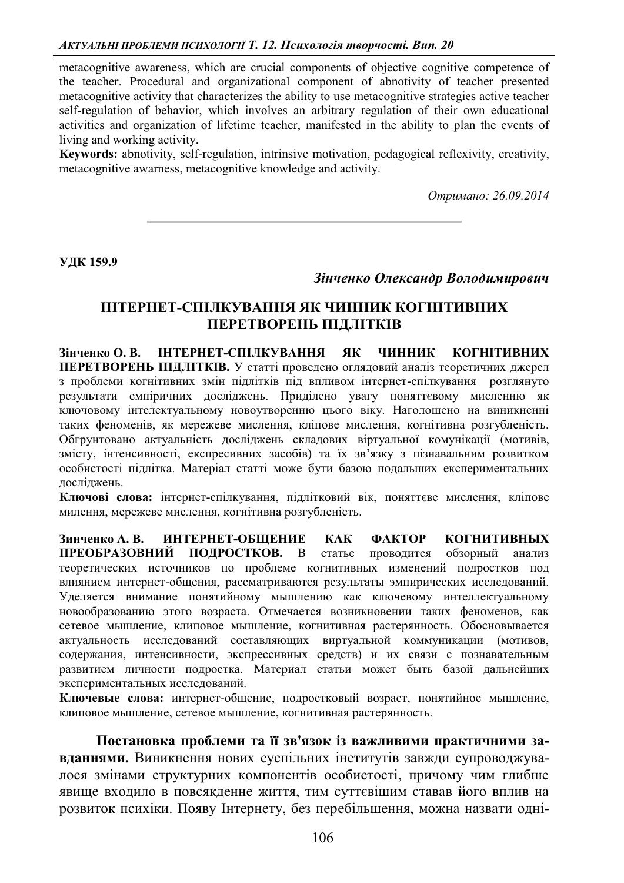metacognitive awareness, which are crucial components of objective cognitive competence of the teacher. Procedural and organizational component of abnotivity of teacher presented metacognitive activity that characterizes the ability to use metacognitive strategies active teacher self-regulation of behavior, which involves an arbitrary regulation of their own educational activities and organization of lifetime teacher, manifested in the ability to plan the events of living and working activity.

**Keywords:** abnotivity, self-regulation, intrinsive motivation, pedagogical reflexivity, creativity, metacognitive awarness, metacognitive knowledge and activity.

*Отримано: 26.09.2014*

---

**УДК 159.9**

*Зінченко Олександр Володимирович*

# ІНТЕРНЕТ-СПІЛКУВАННЯ ЯК ЧИННИК КОГНІТИВНИХ ПЕРЕТВОРЕНЬ ПІДЛІТКІВ

**Зінченко О. В. ІНТЕРНЕТ-СПІЛКУВАННЯ ЯК ЧИННИК КОГНІТИВНИХ ПЕРЕТВОРЕНЬ ПІДЛІТКІВ.** У статті проведено оглядовий аналіз теоретичних джерел з проблеми когнітивних змін підлітків під впливом інтернет-спілкування розглянуто результати емпіричних досліджень. Приділено увагу поняттєвому мисленню як ключовому інтелектуальному новоутворенню цього віку. Наголошено на виникненні таких феноменів, як мережеве мислення, кліпове мислення, когнітивна розгубленість. Обгрунтовано актуальність досліджень складових віртуальної комунікації (мотивів, змісту, інтенсивності, експресивних засобів) та їх зв'язку з пізнавальним розвитком особистості підлітка. Матеріал статті може бути базою подальших експериментальних досліджень.

**Ключові слова:** інтернет-спілкування, підлітковий вік, поняттєве мислення, кліпове милення, мережеве мислення, когнітивна розгубленість.

**Зинченко А. В. ИНТЕРНЕТ-ОБЩЕНИЕ КАК ФАКТОР КОГНИТИВНЫХ ПРЕОБРАЗОВНИЙ ПОДРОСТКОВ.** В статье проводится обзорный анализ теоретических источников по проблеме когнитивных изменений подростков под влиянием интернет-общения, рассматриваются результаты эмпирических исследований. Уделяется внимание понятийному мышлению как ключевому интеллектуальному новообразованию этого возраста. Отмечается возникновении таких феноменов, как сетевое мышление, клиповое мышление, когнитивная растерянность. Обосновывается актуальность исследований составляющих виртуальной коммуникации (мотивов, содержания, интенсивности, экспрессивных средств) и их связи с познавательным развитием личности подростка. Материал статьи может быть базой дальнейших экспериментальных исследований.

**Ключевые слова:** интернет-общение, подростковый возраст, понятийное мышление, клиповое мышление, сетевое мышление, когнитивная растерянность.

**Постановка проблеми та її зв'язок із важливими практичними завданнями.** Виникнення нових суспільних інститутів завжди супроводжувалося змінами структурних компонентів особистості, причому чим глибше явище входило в повсякденне життя, тим суттєвішим ставав його вплив на розвиток психіки. Появу Інтернету, без перебільшення, можна назвати одні-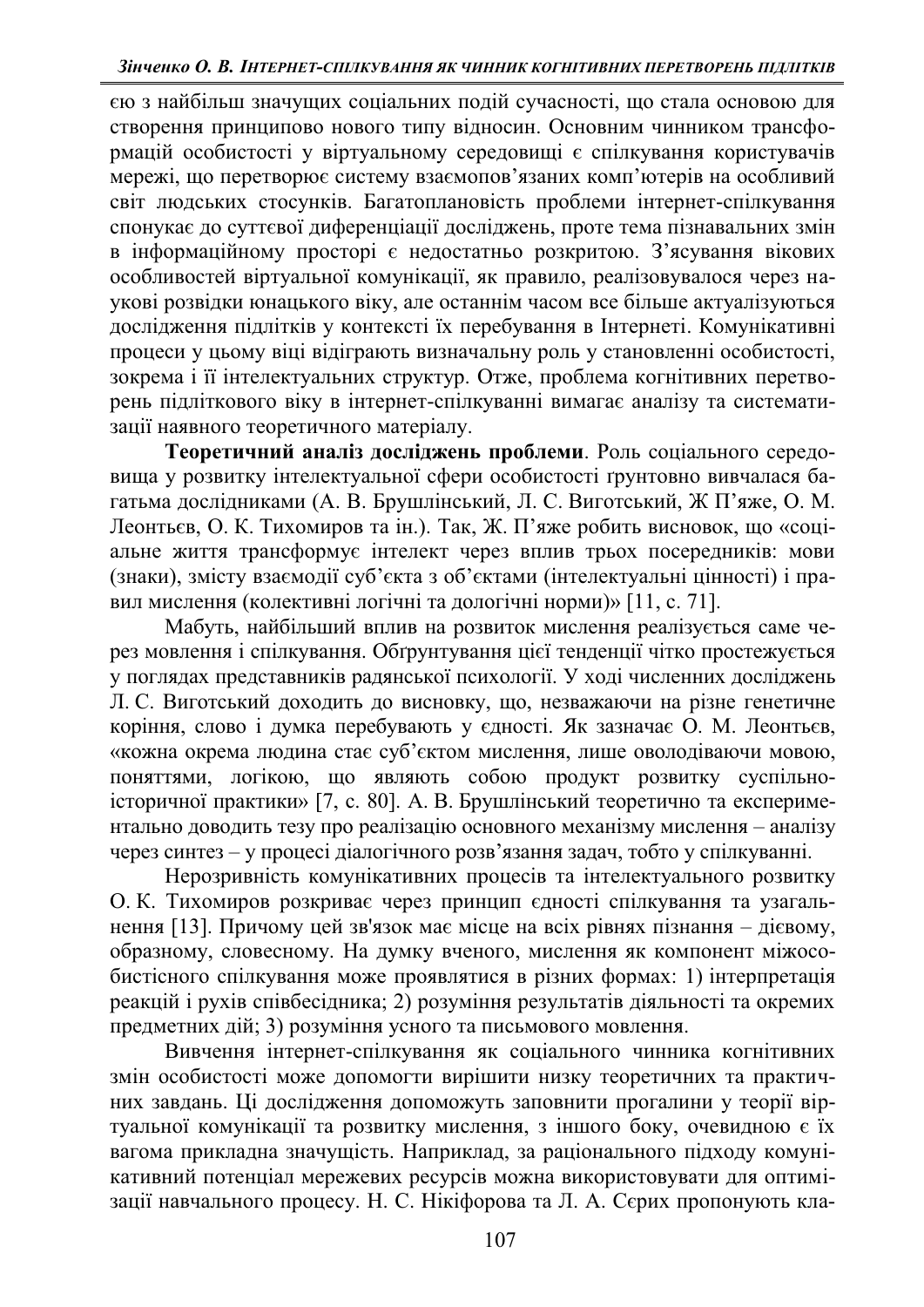єю з найбільш значущих соціальних подій сучасності, що стала основою для створення принципово нового типу відносин. Основним чинником трансформацій особистості у віртуальному середовищі є спілкування користувачів мережі, що перетворює систему взаємопов'язаних комп'ютерів на особливий світ людських стосунків. Багатоплановість проблеми інтернет-спілкування спонукає до суттєвої диференціації досліджень, проте тема пізнавальних змін в інформаційному просторі є недостатньо розкритою. З'ясування вікових особливостей віртуальної комунікації, як правило, реалізовувалося через наукові розвідки юнацького віку, але останнім часом все більше актуалізуються дослідження підлітків у контексті їх перебування в Інтернеті. Комунікативні процеси у цьому віці відіграють визначальну роль у становленні особистості, зокрема і її інтелектуальних структур. Отже, проблема когнітивних перетворень підліткового віку в інтернет-спілкуванні вимагає аналізу та систематизації наявного теоретичного матеріалу.

**Теоретичний аналіз досліджень проблеми**. Роль соціального середовища у розвитку інтелектуальної сфери особистості ґрунтовно вивчалася багатьма дослідниками (А. В. Брушлінський, Л. С. Виготський, Ж П'яже, О. М. Леонтьєв, О. К. Тихомиров та ін.). Так, Ж. П'яже робить висновок, що «соціальне життя трансформує інтелект через вплив трьох посередників: мови (знаки), змісту взаємодії суб'єкта з об'єктами (інтелектуальні цінності) і правил мислення (колективні логічні та дологічні норми)» [11, с. 71].

Мабуть, найбільший вплив на розвиток мислення реалізується саме через мовлення і спілкування. Обґрунтування цієї тенденції чітко простежується у поглядах представників радянської психології. У ході численних досліджень Л. С. Виготський доходить до висновку, що, незважаючи на різне генетичне коріння, слово і думка перебувають у єдності. Як зазначає О. М. Леонтьєв, «кожна окрема людина стає суб'єктом мислення, лише оволодіваючи мовою, поняттями, логікою, що являють собою продукт розвитку суспільно-історичної практики» [7, с. 80]. А. В. Брушлінський теоретично та експериментально доводить тезу про реалізацію основного механізму мислення – аналізу через синтез – у процесі діалогічного розв'язання задач, тобто у спілкуванні.

Нерозривність комунікативних процесів та інтелектуального розвитку О. К. Тихомиров розкриває через принцип єдності спілкування та узагальнення [13]. Причому цей зв'язок має місце на всіх рівнях пізнання – дієвому, образному, словесному. На думку вченого, мислення як компонент міжособистісного спілкування може проявлятися в різних формах: 1) інтерпретація реакцій і рухів співбесідника; 2) розуміння результатів діяльності та окремих предметних дій; 3) розуміння усного та письмового мовлення.

Вивчення інтернет-спілкування як соціального чинника когнітивних змін особистості може допомогти вирішити низку теоретичних та практичних завдань. Ці дослідження допоможуть заповнити прогалини у теорії віртуальної комунікації та розвитку мислення, з іншого боку, очевидною є їх вагома прикладна значущість. Наприклад, за раціонального підходу комунікативний потенціал мережевих ресурсів можна використовувати для оптимізації навчального процесу. Н. С. Нікіфорова та Л. А. Сєрих пропонують кла-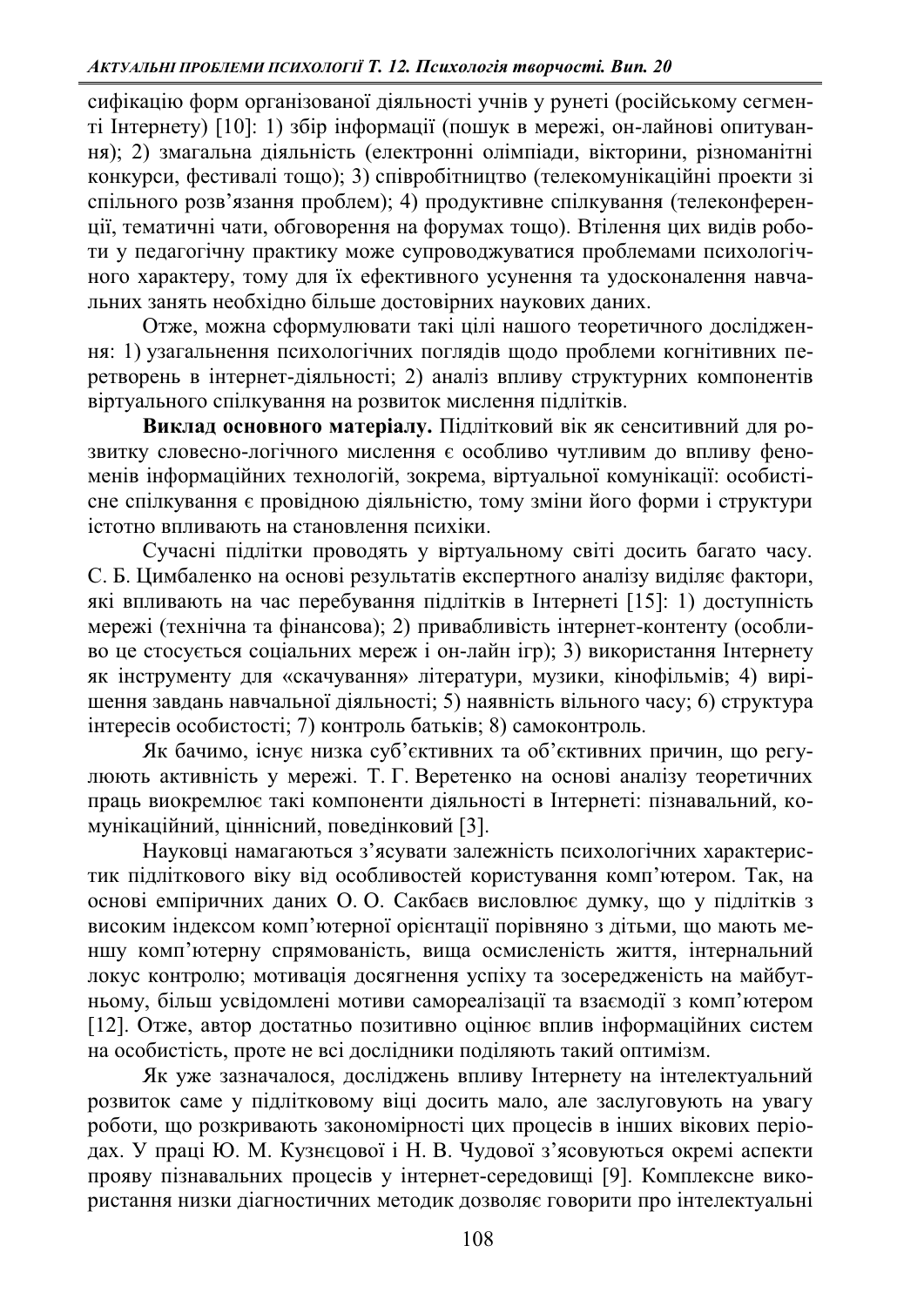сифікацію форм організованої діяльності учнів у рунеті (російському сегменті Інтернету) [10]: 1) збір інформації (пошук в мережі, он-лайнові опитування); 2) змагальна діяльність (електронні олімпіади, вікторини, різноманітні конкурси, фестивалі тощо); 3) співробітництво (телекомунікаційні проекти зі спільного розв'язання проблем); 4) продуктивне спілкування (телеконференції, тематичні чати, обговорення на форумах тощо). Втілення цих видів роботи у педагогічну практику може супроводжуватися проблемами психологічного характеру, тому для їх ефективного усунення та удосконалення навчальних занять необхідно більше достовірних наукових даних.

Отже, можна сформулювати такі цілі нашого теоретичного дослідження: 1) узагальнення психологічних поглядів щодо проблеми когнітивних перетворень в інтернет-діяльності; 2) аналіз впливу структурних компонентів віртуального спілкування на розвиток мислення підлітків.

**Виклад основного матеріалу.** Підлітковий вік як сенситивний для розвитку словесно-логічного мислення є особливо чутливим до впливу феноменів інформаційних технологій, зокрема, віртуальної комунікації: особистісне спілкування є провідною діяльністю, тому зміни його форми і структури істотно впливають на становлення психіки.

Сучасні підлітки проводять у віртуальному світі досить багато часу. С. Б. Цимбаленко на основі результатів експертного аналізу виділяє фактори, які впливають на час перебування підлітків в Інтернеті [15]: 1) доступність мережі (технічна та фінансова); 2) привабливість інтернет-контенту (особливо це стосується соціальних мереж і он-лайн ігр); 3) використання Інтернету як інструменту для «скачування» літератури, музики, кінофільмів; 4) вирішення завдань навчальної діяльності; 5) наявність вільного часу; 6) структура інтересів особистості; 7) контроль батьків; 8) самоконтроль.

Як бачимо, існує низка суб'єктивних та об'єктивних причин, що регулюють активність у мережі. Т. Г. Веретенко на основі аналізу теоретичних праць виокремлює такі компоненти діяльності в Інтернеті: пізнавальний, комунікаційний, ціннісний, поведінковий [3].

Науковці намагаються з'ясувати залежність психологічних характеристик підліткового віку від особливостей користування комп'ютером. Так, на основі емпіричних даних О. О. Сакбаєв висловлює думку, що у підлітків з високим індексом комп'ютерної орієнтації порівняно з дітьми, що мають меншу комп'ютерну спрямованість, вища осмисленість життя, інтернальний локус контролю; мотивація досягнення успіху та зосередженість на майбутньому, більш усвідомлені мотиви самореалізації та взаємодії з комп'ютером [12]. Отже, автор достатньо позитивно оцінює вплив інформаційних систем на особистість, проте не всі дослідники поділяють такий оптимізм.

Як уже зазначалося, досліджень впливу Інтернету на інтелектуальний розвиток саме у підлітковому віці досить мало, але заслуговують на увагу роботи, що розкривають закономірності цих процесів в інших вікових періодах. У праці Ю. М. Кузнєцової і Н. В. Чудової з'ясовуються окремі аспекти прояву пізнавальних процесів у інтернет-середовищі [9]. Комплексне використання низки діагностичних методик дозволяє говорити про інтелектуальні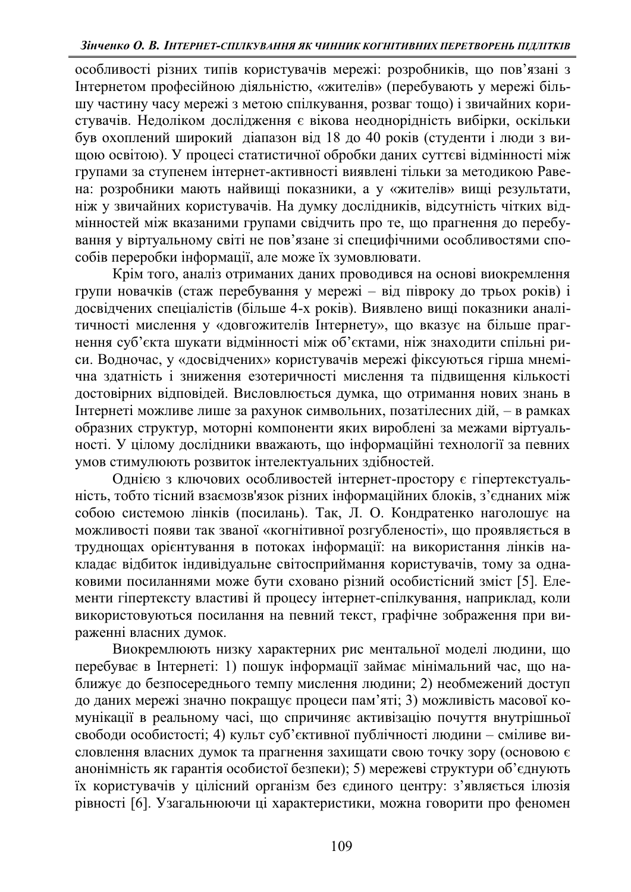особливості різних типів користувачів мережі: розробників, що пов'язані з Інтернетом професійною діяльністю, «жителів» (перебувають у мережі більшу частину часу мережі з метою спілкування, розваг тощо) і звичайних користувачів. Недоліком дослідження є вікова неоднорідність вибірки, оскільки був охоплений широкий діапазон від 18 до 40 років (студенти і люди з вищою освітою). У процесі статистичної обробки даних суттєві відмінності між групами за ступенем інтернет-активності виявлені тільки за методикою Равена: розробники мають найвищі показники, а у «жителів» вищі результати, ніж у звичайних користувачів. На думку дослідників, відсутність чітких відмінностей між вказаними групами свідчить про те, що прагнення до перебування у віртуальному світі не пов'язане зі специфічними особливостями способів переробки інформації, але може їх зумовлювати.

Крім того, аналіз отриманих даних проводився на основі виокремлення групи новачків (стаж перебування у мережі – від півроку до трьох років) і досвідчених спеціалістів (більше 4-х років). Виявлено вищі показники аналітичності мислення у «довгожителів Інтернету», що вказує на більше прагнення суб'єкта шукати відмінності між об'єктами, ніж знаходити спільні риси. Водночас, у «досвідчених» користувачів мережі фіксуються гірша мнемічна здатність і зниження езотеричності мислення та підвищення кількості достовірних відповідей. Висловлюється думка, що отримання нових знань в Інтернеті можливе лише за рахунок символьних, позатілесних дій, – в рамках образних структур, моторні компоненти яких вироблені за межами віртуальності. У цілому дослідники вважають, що інформаційні технології за певних умов стимулюють розвиток інтелектуальних здібностей.

Однією з ключових особливостей інтернет-простору є гіпертекстуальність, тобто тісний взаємозв'язок різних інформаційних блоків, з'єднаних між собою системою лінків (посилань). Так, Л. О. Кондратенко наголошує на можливості появи так званої «когнітивної розгубленості», що проявляється в труднощах орієнтування в потоках інформації: на використання лінків накладає відбиток індивідуальне світосприймання користувачів, тому за однаковими посиланнями може бути сховано різний особистісний зміст [5]. Елементи гіпертексту властиві й процесу інтернет-спілкування, наприклад, коли використовуються посилання на певний текст, графічне зображення при вираженні власних думок.

Виокремлюють низку характерних рис ментальної моделі людини, що перебуває в Інтернеті: 1) пошук інформації займає мінімальний час, що наближує до безпосереднього темпу мислення людини; 2) необмежений доступ до даних мережі значно покращує процеси пам'яті; 3) можливість масової комунікації в реальному часі, що спричиняє активізацію почуття внутрішньої свободи особистості; 4) культ суб'єктивної публічності людини – сміливе висловлення власних думок та прагнення захищати свою точку зору (основою є анонімність як гарантія особистої безпеки); 5) мережеві структури об'єднують їх користувачів у цілісний організм без єдиного центру: з'являється ілюзія рівності [6]. Узагальнюючи ці характеристики, можна говорити про феномен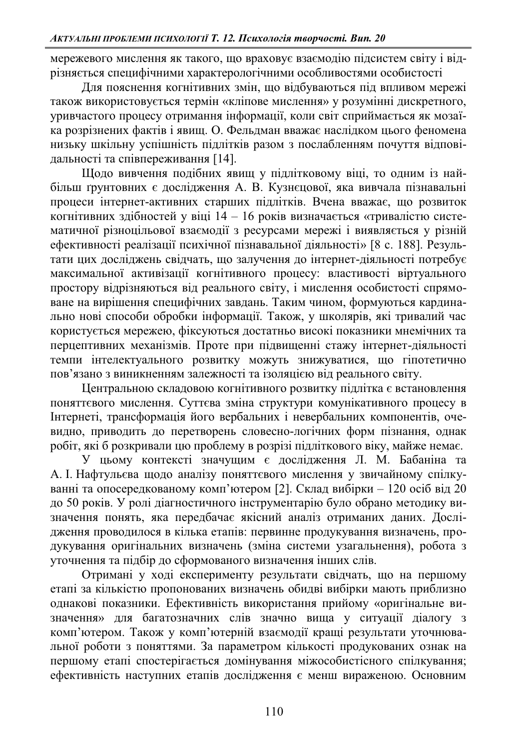мережевого мислення як такого, що враховує взаємодію підсистем світу і відрізняється специфічними характерологічними особливостями особистості

Для пояснення когнітивних змін, що відбуваються під впливом мережі також використовується термін «кліпове мислення» у розумінні дискретного, уривчастого процесу отримання інформації, коли світ сприймається як мозаїка розрізнених фактів і явищ. О. Фельдман вважає наслідком цього феномена низьку шкільну успішність підлітків разом з послабленням почуття відповідальності та співпереживання [14].

Щодо вивчення подібних явищ у підлітковому віці, то одним із найбільш ґрунтовних є дослідження А. В. Кузнєцової, яка вивчала пізнавальні процеси інтернет-активних старших підлітків. Вчена вважає, що розвиток когнітивних здібностей у віці 14 – 16 років визначається «тривалістю систематичної різноцільової взаємодії з ресурсами мережі і виявляється у різній ефективності реалізації психічної пізнавальної діяльності» [8 с. 188]. Результати цих досліджень свідчать, що залучення до інтернет-діяльності потребує максимальної активізації когнітивного процесу: властивості віртуального простору відрізняються від реального світу, і мислення особистості спрямоване на вирішення специфічних завдань. Таким чином, формуються кардинально нові способи обробки інформації. Також, у школярів, які тривалий час користується мережею, фіксуються достатньо високі показники мнемічних та перцептивних механізмів. Проте при підвищенні стажу інтернет-діяльності темпи інтелектуального розвитку можуть знижуватися, що гіпотетично пов'язано з виникненням залежності та ізоляцією від реального світу.

Центральною складовою когнітивного розвитку підлітка є встановлення поняттєвого мислення. Суттєва зміна структури комунікативного процесу в Інтернеті, трансформація його вербальних і невербальних компонентів, очевидно, приводить до перетворень словесно-логічних форм пізнання, однак робіт, які б розкривали цю проблему в розрізі підліткового віку, майже немає.

У цьому контексті значущим є дослідження Л. М. Бабаніна та А. І. Нафтульєва щодо аналізу поняттєвого мислення у звичайному спілкуванні та опосередкованому комп'ютером [2]. Склад вибірки – 120 осіб від 20 до 50 років. У ролі діагностичного інструментарію було обрано методику визначення понять, яка передбачає якісний аналіз отриманих даних. Дослідження проводилося в кілька етапів: первинне продукування визначень, продукування оригінальних визначень (зміна системи узагальнення), робота з уточнення та підбір до сформованого визначення інших слів.

Отримані у ході експерименту результати свідчать, що на першому етапі за кількістю пропонованих визначень обидві вибірки мають приблизно однакові показники. Ефективність використання прийому «оригінальне визначення» для багатозначних слів значно вища у ситуації діалогу з комп'ютером. Також у комп'ютерній взаємодії кращі результати уточнювальної роботи з поняттями. За параметром кількості продукованих ознак на першому етапі спостерігається домінування міжособистісного спілкування; ефективність наступних етапів дослідження є менш вираженою. Основним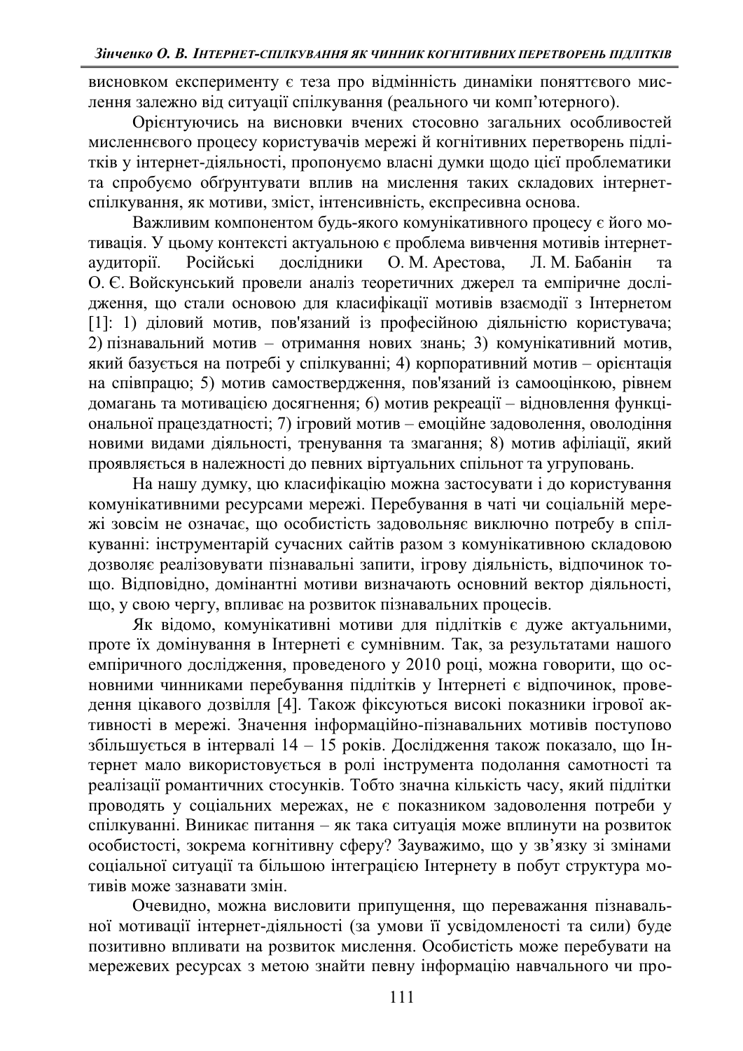висновком експерименту є теза про відмінність динаміки поняттєвого мислення залежно від ситуації спілкування (реального чи комп'ютерного).

Орієнтуючись на висновки вчених стосовно загальних особливостей мисленнєвого процесу користувачів мережі й когнітивних перетворень підлітків у інтернет-діяльності, пропонуємо власні думки щодо цієї проблематики та спробуємо обґрунтувати вплив на мислення таких складових інтернет-спілкування, як мотиви, зміст, інтенсивність, експресивна основа.

Важливим компонентом будь-якого комунікативного процесу є його мотивація. У цьому контексті актуальною є проблема вивчення мотивів інтернет-аудиторії. Російські дослідники О. М. Арестова, Л. М. Бабанін та О. Є. Войскунський провели аналіз теоретичних джерел та емпіричне дослідження, що стали основою для класифікації мотивів взаємодії з Інтернетом [1]: 1) діловий мотив, пов'язаний із професійною діяльністю користувача; 2) пізнавальний мотив – отримання нових знань; 3) комунікативний мотив, який базується на потребі у спілкуванні; 4) корпоративний мотив – орієнтація на співпрацю; 5) мотив самоствердження, пов'язаний із самооцінкою, рівнем домагань та мотивацією досягнення; 6) мотив рекреації – відновлення функціональної працездатності; 7) ігровий мотив – емоційне задоволення, оволодіння новими видами діяльності, тренування та змагання; 8) мотив афіліації, який проявляється в належності до певних віртуальних спільнот та угруповань.

На нашу думку, цю класифікацію можна застосувати і до користування комунікативними ресурсами мережі. Перебування в чаті чи соціальній мережі зовсім не означає, що особистість задовольняє виключно потребу в спілкуванні: інструментарій сучасних сайтів разом з комунікативною складовою дозволяє реалізовувати пізнавальні запити, ігрову діяльність, відпочинок тощо. Відповідно, домінантні мотиви визначають основний вектор діяльності, що, у свою чергу, впливає на розвиток пізнавальних процесів.

Як відомо, комунікативні мотиви для підлітків є дуже актуальними, проте їх домінування в Інтернеті є сумнівним. Так, за результатами нашого емпіричного дослідження, проведеного у 2010 році, можна говорити, що основними чинниками перебування підлітків у Інтернеті є відпочинок, проведення цікавого дозвілля [4]. Також фіксуються високі показники ігрової активності в мережі. Значення інформаційно-пізнавальних мотивів поступово збільшується в інтервалі 14 – 15 років. Дослідження також показало, що Інтернет мало використовується в ролі інструмента подолання самотності та реалізації романтичних стосунків. Тобто значна кількість часу, який підлітки проводять у соціальних мережах, не є показником задоволення потреби у спілкуванні. Виникає питання – як така ситуація може вплинути на розвиток особистості, зокрема когнітивну сферу? Зауважимо, що у зв'язку зі змінами соціальної ситуації та більшою інтеграцією Інтернету в побут структура мотивів може зазнавати змін.

Очевидно, можна висловити припущення, що переважання пізнавальної мотивації інтернет-діяльності (за умови її усвідомленості та сили) буде позитивно впливати на розвиток мислення. Особистість може перебувати на мережевих ресурсах з метою знайти певну інформацію навчального чи про-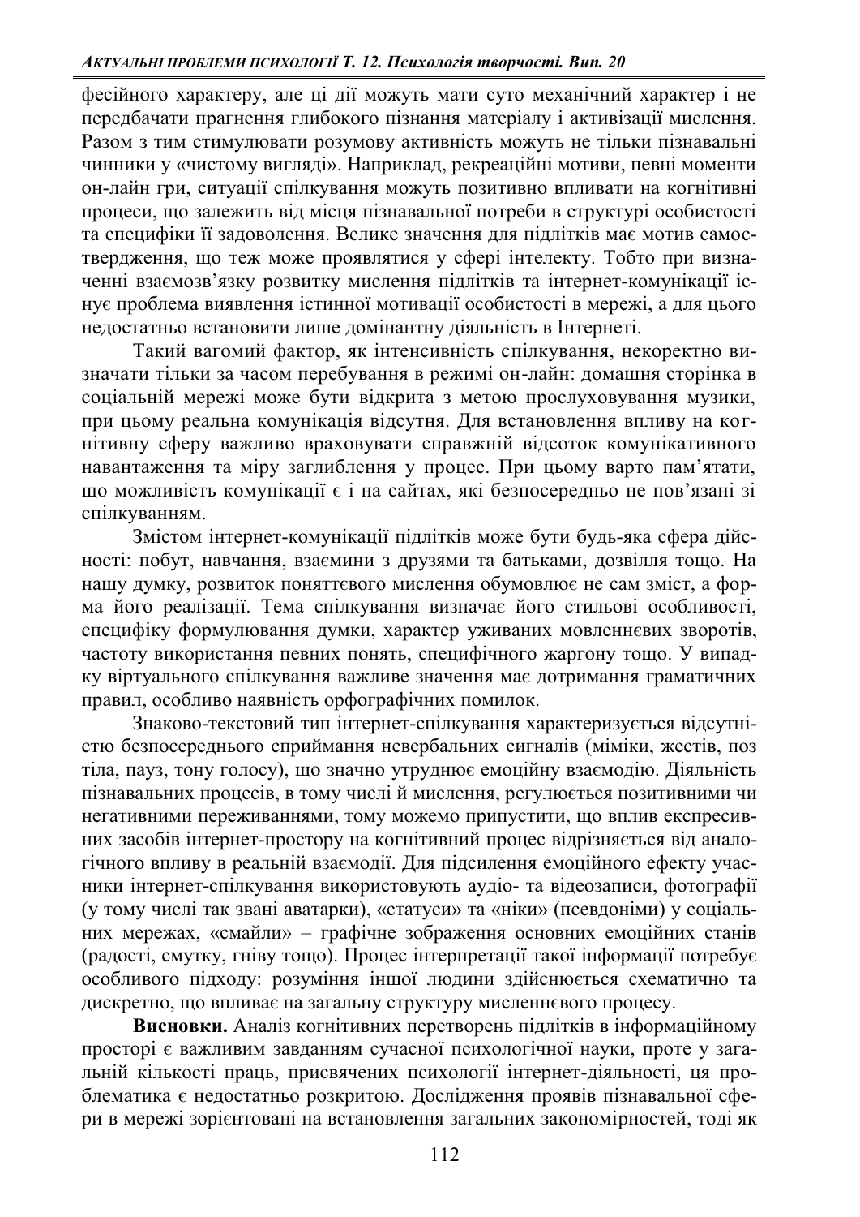фесійного характеру, але ці дії можуть мати суто механічний характер і не передбачати прагнення глибокого пізнання матеріалу і активізації мислення. Разом з тим стимулювати розумову активність можуть не тільки пізнавальні чинники у «чистому вигляді». Наприклад, рекреаційні мотиви, певні моменти он-лайн гри, ситуації спілкування можуть позитивно впливати на когнітивні процеси, що залежить від місця пізнавальної потреби в структурі особистості та специфіки її задоволення. Велике значення для підлітків має мотив самоствердження, що теж може проявлятися у сфері інтелекту. Тобто при визначенні взаємозв'язку розвитку мислення підлітків та інтернет-комунікації існує проблема виявлення істинної мотивації особистості в мережі, а для цього недостатньо встановити лише домінантну діяльність в Інтернеті.

Такий вагомий фактор, як інтенсивність спілкування, некоректно визначати тільки за часом перебування в режимі он-лайн: домашня сторінка в соціальній мережі може бути відкрита з метою прослуховування музики, при цьому реальна комунікація відсутня. Для встановлення впливу на когнітивну сферу важливо враховувати справжній відсоток комунікативного навантаження та міру заглиблення у процес. При цьому варто пам'ятати, що можливість комунікації є і на сайтах, які безпосередньо не пов'язані зі спілкуванням.

Змістом інтернет-комунікації підлітків може бути будь-яка сфера дійсності: побут, навчання, взаємини з друзями та батьками, дозвілля тощо. На нашу думку, розвиток поняттєвого мислення обумовлює не сам зміст, а форма його реалізації. Тема спілкування визначає його стильові особливості, специфіку формулювання думки, характер уживаних мовленнєвих зворотів, частоту використання певних понять, специфічного жаргону тощо. У випадку віртуального спілкування важливе значення має дотримання граматичних правил, особливо наявність орфографічних помилок.

Знаково-текстовий тип інтернет-спілкування характеризується відсутністю безпосереднього сприймання невербальних сигналів (міміки, жестів, поз тіла, пауз, тону голосу), що значно утруднює емоційну взаємодію. Діяльність пізнавальних процесів, в тому числі й мислення, регулюється позитивними чи негативними переживаннями, тому можемо припустити, що вплив експресивних засобів інтернет-простору на когнітивний процес відрізняється від аналогічного впливу в реальній взаємодії. Для підсилення емоційного ефекту учасники інтернет-спілкування використовують аудіо- та відеозаписи, фотографії (у тому числі так звані аватарки), «статуси» та «ніки» (псевдоніми) у соціальних мережах, «смайли» – графічне зображення основних емоційних станів (радості, смутку, гніву тощо). Процес інтерпретації такої інформації потребує особливого підходу: розуміння іншої людини здійснюється схематично та дискретно, що впливає на загальну структуру мисленнєвого процесу.

**Висновки.** Аналіз когнітивних перетворень підлітків в інформаційному просторі є важливим завданням сучасної психологічної науки, проте у загальній кількості праць, присвячених психології інтернет-діяльності, ця проблематика є недостатньо розкритою. Дослідження проявів пізнавальної сфери в мережі зорієнтовані на встановлення загальних закономірностей, тоді як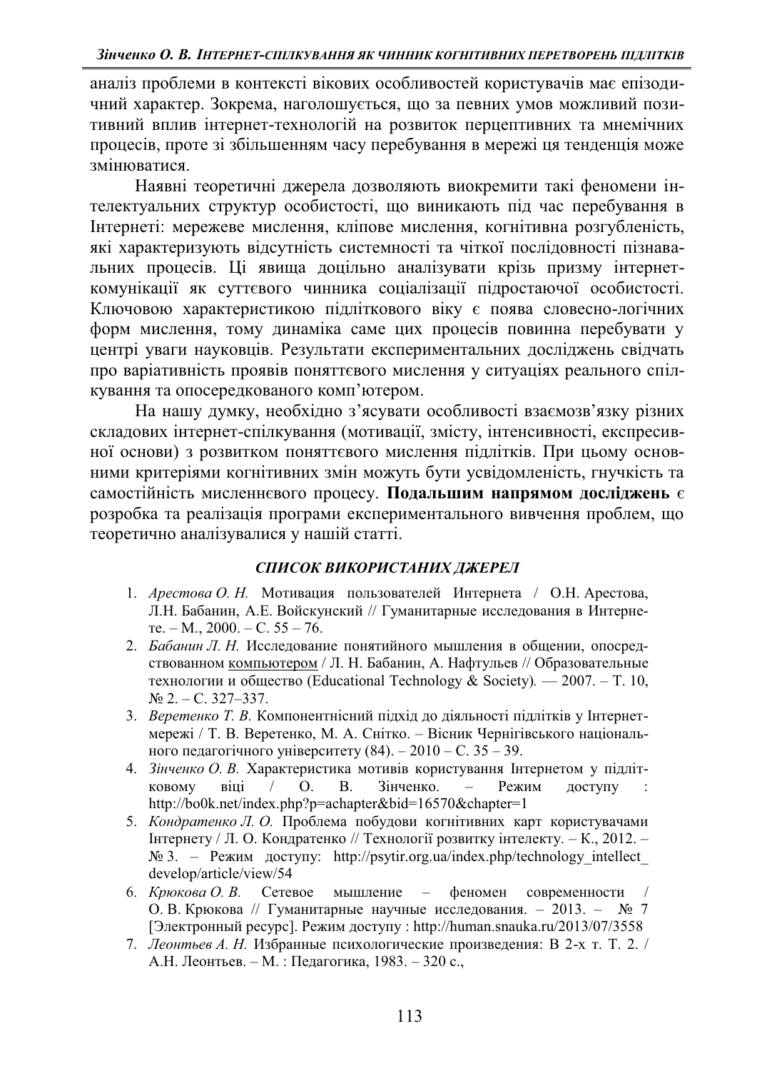аналіз проблеми в контексті вікових особливостей користувачів має епізодичний характер. Зокрема, наголошується, що за певних умов можливий позитивний вплив інтернет-технологій на розвиток перцептивних та мнемічних процесів, проте зі збільшенням часу перебування в мережі ця тенденція може змінюватися.

Наявні теоретичні джерела дозволяють виокремити такі феномени інтелектуальних структур особистості, що виникають під час перебування в Інтернеті: мережеве мислення, кліпове мислення, когнітивна розгубленість, які характеризують відсутність системності та чіткої послідовності пізнавальних процесів. Ці явища доцільно аналізувати крізь призму інтернет-комунікації як суттєвого чинника соціалізації підростаючої особистості. Ключовою характеристикою підліткового віку є поява словесно-логічних форм мислення, тому динаміка саме цих процесів повинна перебувати у центрі уваги науковців. Результати експериментальних досліджень свідчать про варіативність проявів поняттєвого мислення у ситуаціях реального спілкування та опосередкованого комп'ютером.

На нашу думку, необхідно з'ясувати особливості взаємозв'язку різних складових інтернет-спілкування (мотивації, змісту, інтенсивності, експресивної основи) з розвитком поняттєвого мислення підлітків. При цьому основними критеріями когнітивних змін можуть бути усвідомленість, гнучкість та самостійність мисленнєвого процесу. **Подальшим напрямом досліджень** є розробка та реалізація програми експериментального вивчення проблем, що теоретично аналізувалися у нашій статті.

### *СПИСОК ВИКОРИСТАНИХ ДЖЕРЕЛ*

1. *Арестова О. Н.* Мотивация пользователей Интернета / О.Н. Арестова, Л.Н. Бабанин, А.Е. Войскунский // Гуманитарные исследования в Интернете. – М., 2000. – С. 55 – 76.
2. *Бабанин Л. Н.* Исследование понятийного мышления в общении, опосредствованном компьютером / Л. Н. Бабанин, А. Нафтульев // Образовательные технологии и общество (Educational Technology & Society). — 2007. – Т. 10, № 2. – С. 327–337.
3. *Веретенко Т. В.* Компонентнісний підхід до діяльності підлітків у Інтернет-мережі / Т. В. Веретенко, М. А. Снітко. – Вісник Чернігівського національного педагогічного університету (84). – 2010 – С. 35 – 39.
4. *Зінченко О. В.* Характеристика мотивів користування Інтернетом у підлітковому віці / О. В. Зінченко. – Режим доступу : http://bo0k.net/index.php?p=achapter&bid=16570&chapter=1
5. *Кондратенко Л. О.* Проблема побудови когнітивних карт користувачами Інтернету / Л. О. Кондратенко // Технології розвитку інтелекту. – К., 2012. – № 3. – Режим доступу: http://psytir.org.ua/index.php/technology_intellect_develop/article/view/54
6. *Крюкова О. В.* Сетевое мышление – феномен современности / О. В. Крюкова // Гуманитарные научные исследования. – 2013. – № 7 [Электронный ресурс]. Режим доступу : http://human.snauka.ru/2013/07/3558
7. *Леонтьев А. Н.* Избранные психологические произведения: В 2-х т. Т. 2. / А.Н. Леонтьев. – М. : Педагогика, 1983. – 320 с.,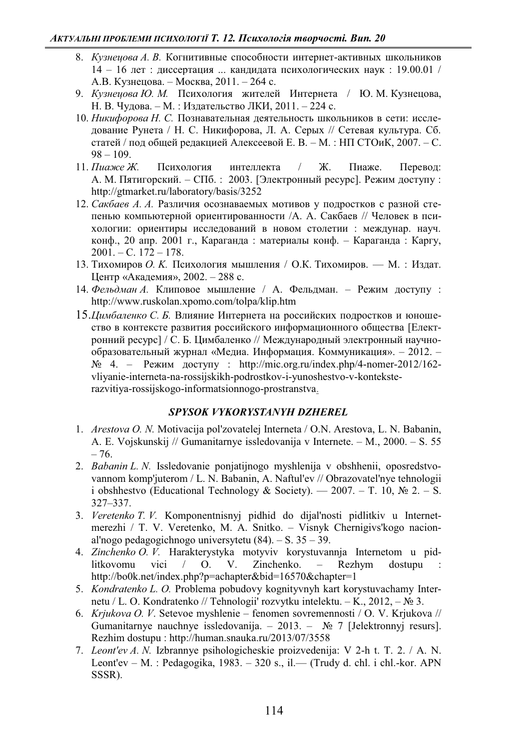8. *Кузнецова А. В.* Когнитивные способности интернет-активных школьников 14 – 16 лет : диссертация ... кандидата психологических наук : 19.00.01 / А.В. Кузнецова. – Москва, 2011. – 264 с.
9. *Кузнецова Ю. М.* Психология жителей Интернета / Ю. М. Кузнецова, Н. В. Чудова. – М. : Издательство ЛКИ, 2011. – 224 с.
10. *Никифорова Н. С.* Познавательная деятельность школьников в сети: исследование Рунета / Н. С. Никифорова, Л. А. Серых // Сетевая культура. Сб. статей / под общей редакцией Алексеевой Е. В. – М. : НП СТОиК, 2007. – С. 98 – 109.
11. *Пиаже Ж.* Психология интеллекта / Ж. Пиаже. Перевод: А. М. Пятигорский. – СПб. : 2003. [Электронный ресурс]. Режим доступу : http://gtmarket.ru/laboratory/basis/3252
12. *Сакбаев А. А.* Различия осознаваемых мотивов у подростков с разной степенью компьютерной ориентированности /А. А. Сакбаев // Человек в психологии: ориентиры исследований в новом столетии : междунар. науч. конф., 20 апр. 2001 г., Караганда : материалы конф. – Караганда : Каргу, 2001. – С. 172 – 178.
13. Тихомиров *О. К.* Психология мышления / О.К. Тихомиров. — М. : Издат. Центр «Академия», 2002. – 288 с.
14. *Фельдман А.* Клиповое мышление / А. Фельдман. – Режим доступу : http://www.ruskolan.xpomo.com/tolpa/klip.htm
15. *Цимбаленко С. Б.* Влияние Интернета на российских подростков и юношество в контексте развития российского информационного общества [Електронний ресурс] / С. Б. Цимбаленко // Международный электронный научно-образовательный журнал «Медиа. Информация. Коммуникация». – 2012. – № 4. – Режим доступу : http://mic.org.ru/index.php/4-nomer-2012/162-vliyanie-interneta-na-rossijskikh-podrostkov-i-yunoshestvo-v-kontekste-razvitiya-rossijskogo-informatsionnogo-prostranstva.

### *SPYSOK VYKORYSTANYH DZHEREL*

1. *Arestova O. N.* Motivacija pol'zovatelej Interneta / O.N. Arestova, L. N. Babanin, A. E. Vojskunskij // Gumanitarnye issledovanija v Internete. – M., 2000. – S. 55 – 76.
2. *Babanin L. N.* Issledovanie ponjatijnogo myshlenija v obshhenii, oposredstvovannom komp'juterom / L. N. Babanin, A. Naftul'ev // Obrazovatel'nye tehnologii i obshhestvo (Educational Technology & Society). — 2007. – T. 10, № 2. – S. 327–337.
3. *Veretenko T. V.* Komponentnisnyj pidhid do dijal'nosti pidlitkiv u Internet-merezhi / T. V. Veretenko, M. A. Snitko. – Visnyk Chernigivs'kogo nacional'nogo pedagogichnogo universytetu (84). – S. 35 – 39.
4. *Zinchenko O. V.* Harakterystyka motyviv korystuvannja Internetom u pidlitkovomu vici / O. V. Zinchenko. – Rezhym dostupu : http://bo0k.net/index.php?p=achapter&bid=16570&chapter=1
5. *Kondratenko L. O.* Problema pobudovy kognityvnyh kart korystuvachamy Internetu / L. O. Kondratenko // Tehnologii' rozvytku intelektu. – K., 2012, – № 3.
6. *Krjukova O. V.* Setevoe myshlenie – fenomen sovremennosti / O. V. Krjukova // Gumanitarnye nauchnye issledovanija. – 2013. – № 7 [Jelektronnyj resurs]. Rezhim dostupu : http://human.snauka.ru/2013/07/3558
7. *Leont'ev A. N.* Izbrannye psihologicheskie proizvedenija: V 2-h t. T. 2. / A. N. Leont'ev – M. : Pedagogika, 1983. – 320 s., il.— (Trudy d. chl. i chl.-kor. APN SSSR).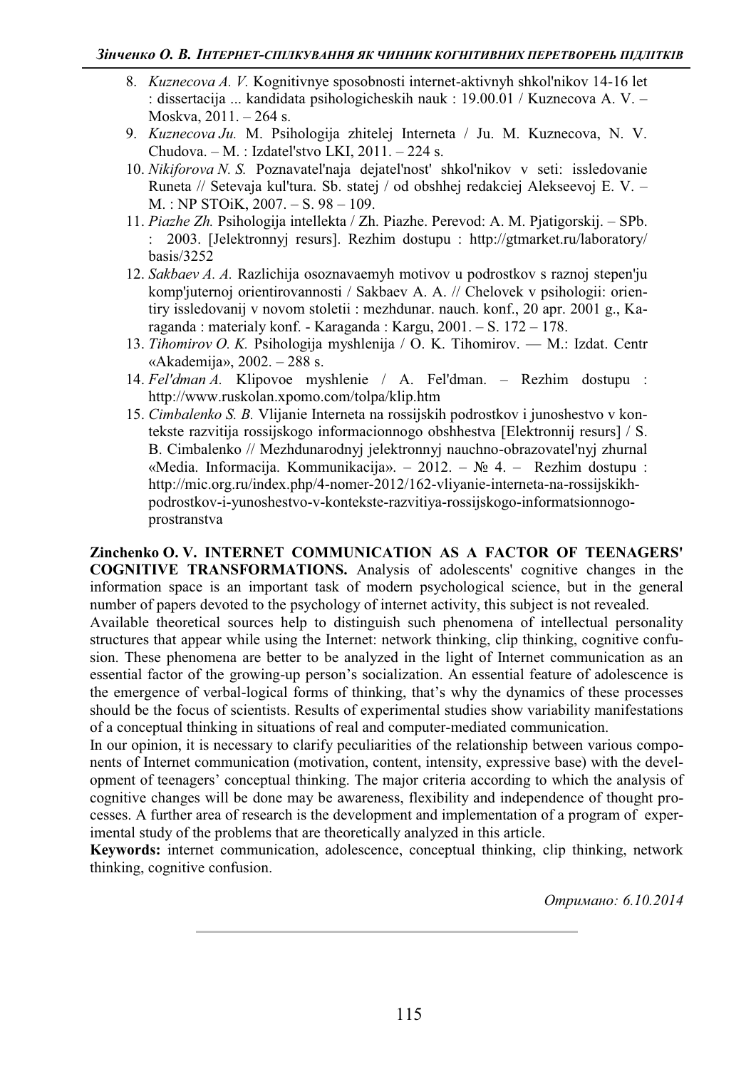8. *Kuznecova A. V.* Kognitivnye sposobnosti internet-aktivnyh shkol'nikov 14-16 let : dissertacija ... kandidata psihologicheskih nauk : 19.00.01 / Kuznecova A. V. – Moskva, 2011. – 264 s.
9. *Kuznecova Ju.* M. Psihologija zhitelej Interneta / Ju. M. Kuznecova, N. V. Chudova. – M. : Izdatel'stvo LKI, 2011. – 224 s.
10. *Nikiforova N. S.* Poznavatel'naja dejatel'nost' shkol'nikov v seti: issledovanie Runeta // Setevaja kul'tura. Sb. statej / od obshhej redakciej Alekseevoj E. V. – M. : NP STOiK, 2007. – S. 98 – 109.
11. *Piazhe Zh.* Psihologija intellekta / Zh. Piazhe. Perevod: A. M. Pjatigorskij. – SPb. : 2003. [Jelektronnyj resurs]. Rezhim dostupu : http://gtmarket.ru/laboratory/basis/3252
12. *Sakbaev A. A.* Razlichija osoznavaemyh motivov u podrostkov s raznoj stepen'ju komp'juternoj orientirovannosti / Sakbaev A. A. // Chelovek v psihologii: orientiry issledovanij v novom stoletii : mezhdunar. nauch. konf., 20 apr. 2001 g., Karaganda : materialy konf. - Karaganda : Kargu, 2001. – S. 172 – 178.
13. *Tihomirov O. K.* Psihologija myshlenija / O. K. Tihomirov. — M.: Izdat. Centr «Akademija», 2002. – 288 s.
14. *Fel'dman A.* Klipovoe myshlenie / A. Fel'dman. – Rezhim dostupu : http://www.ruskolan.xpomo.com/tolpa/klip.htm
15. *Cimbalenko S. B.* Vlijanie Interneta na rossijskih podrostkov i junoshestvo v kontekste razvitija rossijskogo informacionnogo obshhestva [Elektronnij resurs] / S. B. Cimbalenko // Mezhdunarodnyj jelektronnyj nauchno-obrazovatel'nyj zhurnal «Media. Informacija. Kommunikacija». – 2012. – № 4. – Rezhim dostupu : http://mic.org.ru/index.php/4-nomer-2012/162-vliyanie-interneta-na-rossijskikh-podrostkov-i-yunoshestvo-v-kontekste-razvitiya-rossijskogo-informatsionnogo-prostranstva

**Zinchenko O. V. INTERNET COMMUNICATION AS A FACTOR OF TEENAGERS' COGNITIVE TRANSFORMATIONS.** Analysis of adolescents' cognitive changes in the information space is an important task of modern psychological science, but in the general number of papers devoted to the psychology of internet activity, this subject is not revealed.

Available theoretical sources help to distinguish such phenomena of intellectual personality structures that appear while using the Internet: network thinking, clip thinking, cognitive confusion. These phenomena are better to be analyzed in the light of Internet communication as an essential factor of the growing-up person's socialization. An essential feature of adolescence is the emergence of verbal-logical forms of thinking, that's why the dynamics of these processes should be the focus of scientists. Results of experimental studies show variability manifestations of a conceptual thinking in situations of real and computer-mediated communication.

In our opinion, it is necessary to clarify peculiarities of the relationship between various components of Internet communication (motivation, content, intensity, expressive base) with the development of teenagers' conceptual thinking. The major criteria according to which the analysis of cognitive changes will be done may be awareness, flexibility and independence of thought processes. A further area of research is the development and implementation of a program of experimental study of the problems that are theoretically analyzed in this article.

**Keywords:** internet communication, adolescence, conceptual thinking, clip thinking, network thinking, cognitive confusion.

*Отримано: 6.10.2014*